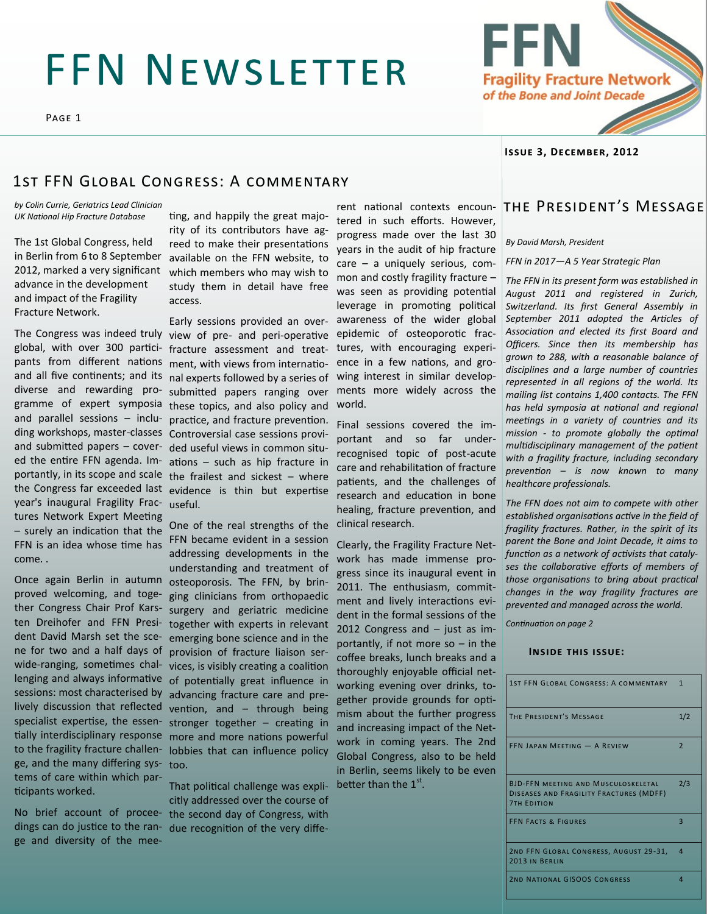# FFN Newsletter

**Fragility Fracture Network of the Bone and Joint Decade**

**Issue 3, December, 2012**

## 1st FFN Global Congress: A commentary

*by Colin Currie, Geriatrics Lead Clinician UK National Hip Fracture Database*

The 1st Global Congress, held in Berlin from 6 to 8 September 2012, marked a very significant advance in the development and impact of the Fragility Fracture Network.

The Congress was indeed truly global, with over 300 participants from different nations and all five continents; and its diverse and rewarding programme of expert symposia and parallel sessions – including workshops, master-classes and submitted papers – covered the entire FFN agenda. Importantly, in its scope and scale the Congress far exceeded last year's inaugural Fragility Fractures Network Expert Meeting – surely an indication that the FFN is an idea whose time has come. .

Once again Berlin in autumn proved welcoming, and together Congress Chair Prof Karsten Dreihofer and FFN President David Marsh set the scene for two and a half days of wide-ranging, sometimes challenging and always informative sessions: most characterised by lively discussion that reflected specialist expertise, the essentially interdisciplinary response to the fragility fracture challenge, and the many differing systems of care within which participants worked.

No brief account of proceedings can do justice to the range and diversity of the meeting, and happily the great majority of its contributors have agreed to make their presentations available on the FFN website, to which members who may wish to study them in detail have free access.

Early sessions provided an overview of pre- and peri-operative fracture assessment and treatment, with views from international experts followed by a series of submitted papers ranging over these topics, and also policy and practice, and fracture prevention. Controversial case sessions provided useful views in common situations – such as hip fracture in the frailest and sickest – where evidence is thin but expertise useful.

One of the real strengths of the FFN became evident in a session addressing developments in the understanding and treatment of osteoporosis. The FFN, by bringing clinicians from orthopaedic surgery and geriatric medicine together with experts in relevant emerging bone science and in the provision of fracture liaison services, is visibly creating a coalition of potentially great influence in advancing fracture care and prevention, and – through being stronger together – creating in more and more nations powerful lobbies that can influence policy too.

That political challenge was explicitly addressed over the course of the second day of Congress, with due recognition of the very different national contexts encountered in such efforts. However, progress made over the last 30 years in the audit of hip fracture care – a uniquely serious, common and costly fragility fracture – was seen as providing potential leverage in promoting political awareness of the wider global epidemic of osteoporotic fractures, with encouraging experience in a few nations, and growing interest in similar developments more widely across the world.

Final sessions covered the important and so far under-recognised topic of post-acute care and rehabilitation of fracture patients, and the challenges of research and education in bone healing, fracture prevention, and clinical research.

Clearly, the Fragility Fracture Network has made immense progress since its inaugural event in 2011. The enthusiasm, commitment and lively interactions evident in the formal sessions of the 2012 Congress and – just as importantly, if not more so – in the coffee breaks, lunch breaks and a thoroughly enjoyable official networking evening over drinks, together provide grounds for optimism about the further progress and increasing impact of the Network in coming years. The 2nd Global Congress, also to be held in Berlin, seems likely to be even better than the 1st.

## The President's Message

*By David Marsh, President*

*FFN in 2017—A 5 Year Strategic Plan*

*The FFN in its present form was established in August 2011 and registered in Zurich, Switzerland. Its first General Assembly in September 2011 adopted the Articles of Association and elected its first Board and Officers. Since then its membership has grown to 288, with a reasonable balance of disciplines and a large number of countries represented in all regions of the world. Its mailing list contains 1,400 contacts. The FFN has held symposia at national and regional meetings in a variety of countries and its mission - to promote globally the optimal multidisciplinary management of the patient with a fragility fracture, including secondary prevention – is now known to many healthcare professionals.*

*The FFN does not aim to compete with other established organisations active in the field of fragility fractures. Rather, in the spirit of its parent the Bone and Joint Decade, it aims to function as a network of activists that catalyses the collaborative efforts of members of those organisations to bring about practical changes in the way fragility fractures are prevented and managed across the world.*

*Continuation on page 2*

### Inside this issue:

| | |
|---|---|
| 1st FFN Global Congress: A commentary | 1 |
| The President's Message | 1/2 |
| FFN Japan Meeting — A Review | 2 |
| BJD-FFN meeting and Musculoskeletal Diseases and Fragility Fractures (MDFF) 7th Edition | 2/3 |
| FFN Facts & Figures | 3 |
| 2nd FFN Global Congress, August 29-31, 2013 in Berlin | 4 |
| 2nd National GISOOS Congress | 4 |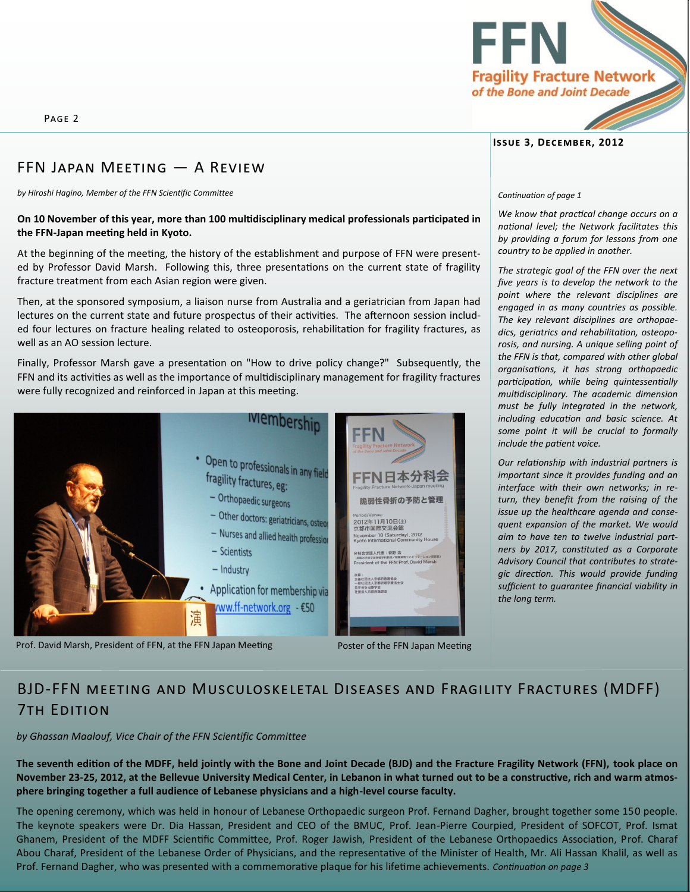## FFN Japan Meeting — A Review

*by Hiroshi Hagino, Member of the FFN Scientific Committee*

**On 10 November of this year, more than 100 multidisciplinary medical professionals participated in the FFN-Japan meeting held in Kyoto.**

At the beginning of the meeting, the history of the establishment and purpose of FFN were presented by Professor David Marsh. Following this, three presentations on the current state of fragility fracture treatment from each Asian region were given.

Then, at the sponsored symposium, a liaison nurse from Australia and a geriatrician from Japan had lectures on the current state and future prospectus of their activities. The afternoon session included four lectures on fracture healing related to osteoporosis, rehabilitation for fragility fractures, as well as an AO session lecture.

Finally, Professor Marsh gave a presentation on "How to drive policy change?" Subsequently, the FFN and its activities as well as the importance of multidisciplinary management for fragility fractures were fully recognized and reinforced in Japan at this meeting.

Prof. David Marsh, President of FFN, at the FFN Japan Meeting

Poster of the FFN Japan Meeting

*Continuation of page 1*

*We know that practical change occurs on a national level; the Network facilitates this by providing a forum for lessons from one country to be applied in another.*

*The strategic goal of the FFN over the next five years is to develop the network to the point where the relevant disciplines are engaged in as many countries as possible. The key relevant disciplines are orthopaedics, geriatrics and rehabilitation, osteoporosis, and nursing. A unique selling point of the FFN is that, compared with other global organisations, it has strong orthopaedic participation, while being quintessentially multidisciplinary. The academic dimension must be fully integrated in the network, including education and basic science. At some point it will be crucial to formally include the patient voice.*

*Our relationship with industrial partners is important since it provides funding and an interface with their own networks; in return, they benefit from the raising of the issue up the healthcare agenda and consequent expansion of the market. We would aim to have ten to twelve industrial partners by 2017, constituted as a Corporate Advisory Council that contributes to strategic direction. This would provide funding sufficient to guarantee financial viability in the long term.*

## BJD-FFN meeting and Musculoskeletal Diseases and Fragility Fractures (MDFF) 7th Edition

*by Ghassan Maalouf, Vice Chair of the FFN Scientific Committee*

**The seventh edition of the MDFF, held jointly with the Bone and Joint Decade (BJD) and the Fracture Fragility Network (FFN), took place on November 23-25, 2012, at the Bellevue University Medical Center, in Lebanon in what turned out to be a constructive, rich and warm atmosphere bringing together a full audience of Lebanese physicians and a high-level course faculty.**

The opening ceremony, which was held in honour of Lebanese Orthopaedic surgeon Prof. Fernand Dagher, brought together some 150 people. The keynote speakers were Dr. Dia Hassan, President and CEO of the BMUC, Prof. Jean-Pierre Courpied, President of SOFCOT, Prof. Ismat Ghanem, President of the MDFF Scientific Committee, Prof. Roger Jawish, President of the Lebanese Orthopaedics Association, Prof. Charaf Abou Charaf, President of the Lebanese Order of Physicians, and the representative of the Minister of Health, Mr. Ali Hassan Khalil, as well as Prof. Fernand Dagher, who was presented with a commemorative plaque for his lifetime achievements. *Continuation on page 3*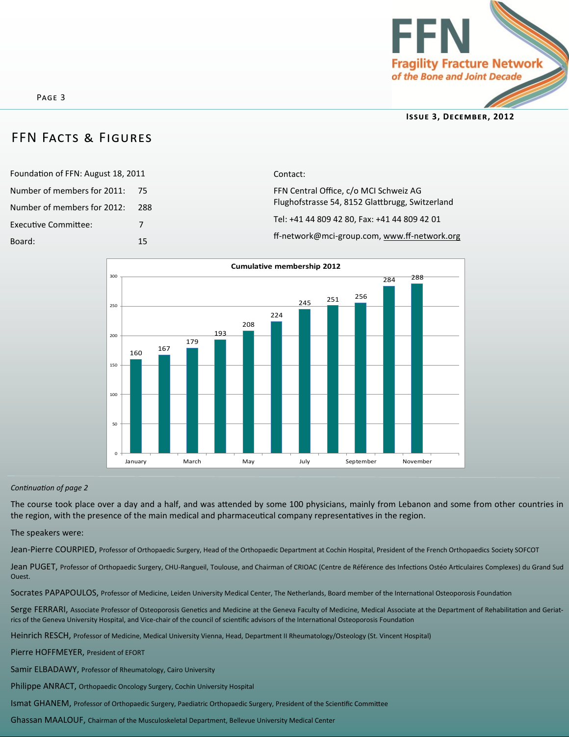## FFN Facts & Figures

Foundation of FFN: August 18, 2011

| | |
|---|---|
| Number of members for 2011: | 75 |
| Number of members for 2012: | 288 |
| Executive Committee: | 7 |
| Board: | 15 |

Contact:

FFN Central Office, c/o MCI Schweiz AG
Flughofstrasse 54, 8152 Glattbrugg, Switzerland

Tel: +41 44 809 42 80, Fax: +41 44 809 42 01

ff-network@mci-group.com, www.ff-network.org

**Cumulative membership 2012**

| Month | Members |
|---|---|
| January | 160 |
| February | 167 |
| March | 179 |
| April | 193 |
| May | 208 |
| June | 224 |
| July | 245 |
| August | 251 |
| September | 256 |
| October | 284 |
| November | 288 |

*Continuation of page 2*

The course took place over a day and a half, and was attended by some 100 physicians, mainly from Lebanon and some from other countries in the region, with the presence of the main medical and pharmaceutical company representatives in the region.

The speakers were:

Jean-Pierre COURPIED, Professor of Orthopaedic Surgery, Head of the Orthopaedic Department at Cochin Hospital, President of the French Orthopaedics Society SOFCOT

Jean PUGET, Professor of Orthopaedic Surgery, CHU-Rangueil, Toulouse, and Chairman of CRIOAC (Centre de Référence des Infections Ostéo Articulaires Complexes) du Grand Sud Ouest.

Socrates PAPAPOULOS, Professor of Medicine, Leiden University Medical Center, The Netherlands, Board member of the International Osteoporosis Foundation

Serge FERRARI, Associate Professor of Osteoporosis Genetics and Medicine at the Geneva Faculty of Medicine, Medical Associate at the Department of Rehabilitation and Geriatrics of the Geneva University Hospital, and Vice-chair of the council of scientific advisors of the International Osteoporosis Foundation

Heinrich RESCH, Professor of Medicine, Medical University Vienna, Head, Department II Rheumatology/Osteology (St. Vincent Hospital)

Pierre HOFFMEYER, President of EFORT

Samir ELBADAWY, Professor of Rheumatology, Cairo University

Philippe ANRACT, Orthopaedic Oncology Surgery, Cochin University Hospital

Ismat GHANEM, Professor of Orthopaedic Surgery, Paediatric Orthopaedic Surgery, President of the Scientific Committee

Ghassan MAALOUF, Chairman of the Musculoskeletal Department, Bellevue University Medical Center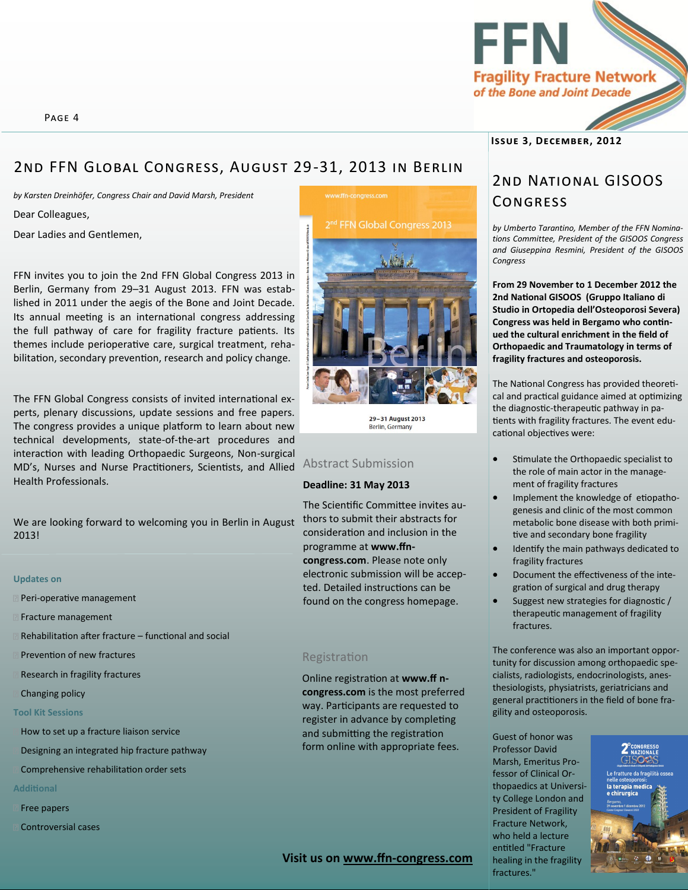## 2nd FFN Global Congress, August 29-31, 2013 in Berlin

*by Karsten Dreinhöfer, Congress Chair and David Marsh, President*

Dear Colleagues,

Dear Ladies and Gentlemen,

FFN invites you to join the 2nd FFN Global Congress 2013 in Berlin, Germany from 29–31 August 2013. FFN was established in 2011 under the aegis of the Bone and Joint Decade. Its annual meeting is an international congress addressing the full pathway of care for fragility fracture patients. Its themes include perioperative care, surgical treatment, rehabilitation, secondary prevention, research and policy change.

The FFN Global Congress consists of invited international experts, plenary discussions, update sessions and free papers. The congress provides a unique platform to learn about new technical developments, state-of-the-art procedures and interaction with leading Orthopaedic Surgeons, Non-surgical MD's, Nurses and Nurse Practitioners, Scientists, and Allied Health Professionals.

We are looking forward to welcoming you in Berlin in August 2013!

**Updates on**

- Peri-operative management
- Fracture management
- Rehabilitation after fracture – functional and social
- Prevention of new fractures
- Research in fragility fractures
- Changing policy

**Tool Kit Sessions**

- How to set up a fracture liaison service
- Designing an integrated hip fracture pathway
- Comprehensive rehabilitation order sets

**Additional**

- Free papers
- Controversial cases

www.ffn-congress.com

2nd FFN Global Congress 2013

Berlin

29–31 August 2013
Berlin, Germany

### Abstract Submission

**Deadline: 31 May 2013**

The Scientific Committee invites authors to submit their abstracts for consideration and inclusion in the programme at **www.ffn-congress.com**. Please note only electronic submission will be accepted. Detailed instructions can be found on the congress homepage.

### Registration

Online registration at **www.ff n-congress.com** is the most preferred way. Participants are requested to register in advance by completing and submitting the registration form online with appropriate fees.

**Visit us on www.ffn-congress.com**

## 2nd National GISOOS Congress

*by Umberto Tarantino, Member of the FFN Nominations Committee, President of the GISOOS Congress and Giuseppina Resmini, President of the GISOOS Congress*

**From 29 November to 1 December 2012 the 2nd National GISOOS (Gruppo Italiano di Studio in Ortopedia dell'Osteoporosi Severa) Congress was held in Bergamo who continued the cultural enrichment in the field of Orthopaedic and Traumatology in terms of fragility fractures and osteoporosis.**

The National Congress has provided theoretical and practical guidance aimed at optimizing the diagnostic-therapeutic pathway in patients with fragility fractures. The event educational objectives were:

- Stimulate the Orthopaedic specialist to the role of main actor in the management of fragility fractures
- Implement the knowledge of etiopathogenesis and clinic of the most common metabolic bone disease with both primitive and secondary bone fragility
- Identify the main pathways dedicated to fragility fractures
- Document the effectiveness of the integration of surgical and drug therapy
- Suggest new strategies for diagnostic / therapeutic management of fragility fractures.

The conference was also an important opportunity for discussion among orthopaedic specialists, radiologists, endocrinologists, anesthesiologists, physiatrists, geriatricians and general practitioners in the field of bone fragility and osteoporosis.

Guest of honor was Professor David Marsh, Emeritus Professor of Clinical Orthopaedics at University College London and President of Fragility Fracture Network, who held a lecture entitled "Fracture healing in the fragility fractures."

2° Congresso Nazionale GISOOS

Le fratture da fragilità ossea nelle osteoporosi: la terapia medica e chirurgica